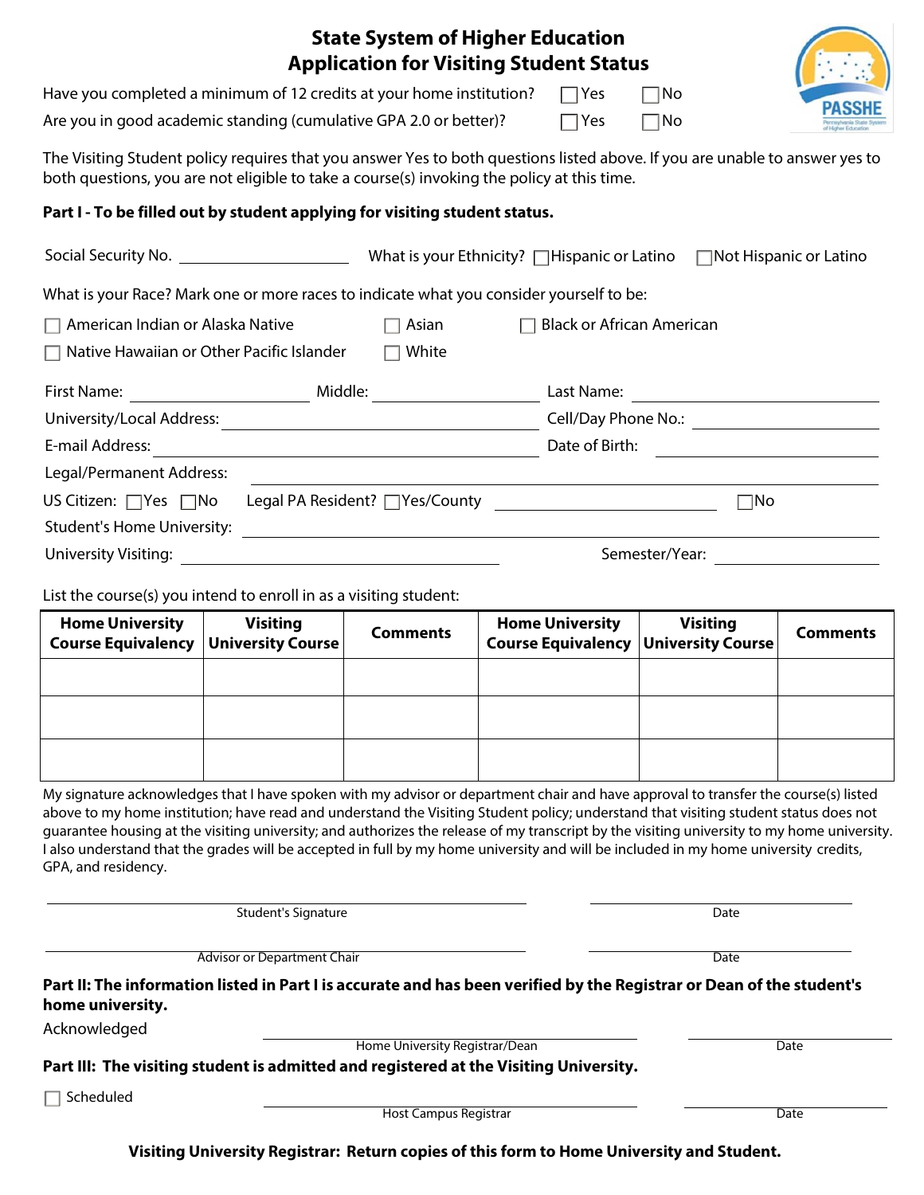# State System of Higher Education
## Application for Visiting Student Status

Have you completed a minimum of 12 credits at your home institution? ☐ Yes ☐ No

Are you in good academic standing (cumulative GPA 2.0 or better)? ☐ Yes ☐ No

The Visiting Student policy requires that you answer Yes to both questions listed above. If you are unable to answer yes to both questions, you are not eligible to take a course(s) invoking the policy at this time.

**Part I - To be filled out by student applying for visiting student status.**

Social Security No. ____________________ What is your Ethnicity? ☐ Hispanic or Latino ☐ Not Hispanic or Latino

What is your Race? Mark one or more races to indicate what you consider yourself to be:

☐ American Indian or Alaska Native ☐ Asian ☐ Black or African American

☐ Native Hawaiian or Other Pacific Islander ☐ White

First Name: ____________________ Middle: ____________________ Last Name: ____________________

University/Local Address: ________________________________ Cell/Day Phone No.: ____________________

E-mail Address: ________________________________ Date of Birth: ____________________

Legal/Permanent Address: ________________________________________________

US Citizen: ☐ Yes ☐ No Legal PA Resident? ☐ Yes/County ____________________ ☐ No

Student's Home University: ________________________________________________

University Visiting: ________________________________ Semester/Year: ____________________

List the course(s) you intend to enroll in as a visiting student:

| Home University Course Equivalency | Visiting University Course | Comments | Home University Course Equivalency | Visiting University Course | Comments |
|---|---|---|---|---|---|
| | | | | | |
| | | | | | |
| | | | | | |

My signature acknowledges that I have spoken with my advisor or department chair and have approval to transfer the course(s) listed above to my home institution; have read and understand the Visiting Student policy; understand that visiting student status does not guarantee housing at the visiting university; and authorizes the release of my transcript by the visiting university to my home university. I also understand that the grades will be accepted in full by my home university and will be included in my home university credits, GPA, and residency.

________________________________ Student's Signature ____________________ Date

________________________________ Advisor or Department Chair ____________________ Date

**Part II: The information listed in Part I is accurate and has been verified by the Registrar or Dean of the student's home university.**

Acknowledged ________________________________ Home University Registrar/Dean ____________________ Date

**Part III: The visiting student is admitted and registered at the Visiting University.**

☐ Scheduled ________________________________ Host Campus Registrar ____________________ Date

**Visiting University Registrar: Return copies of this form to Home University and Student.**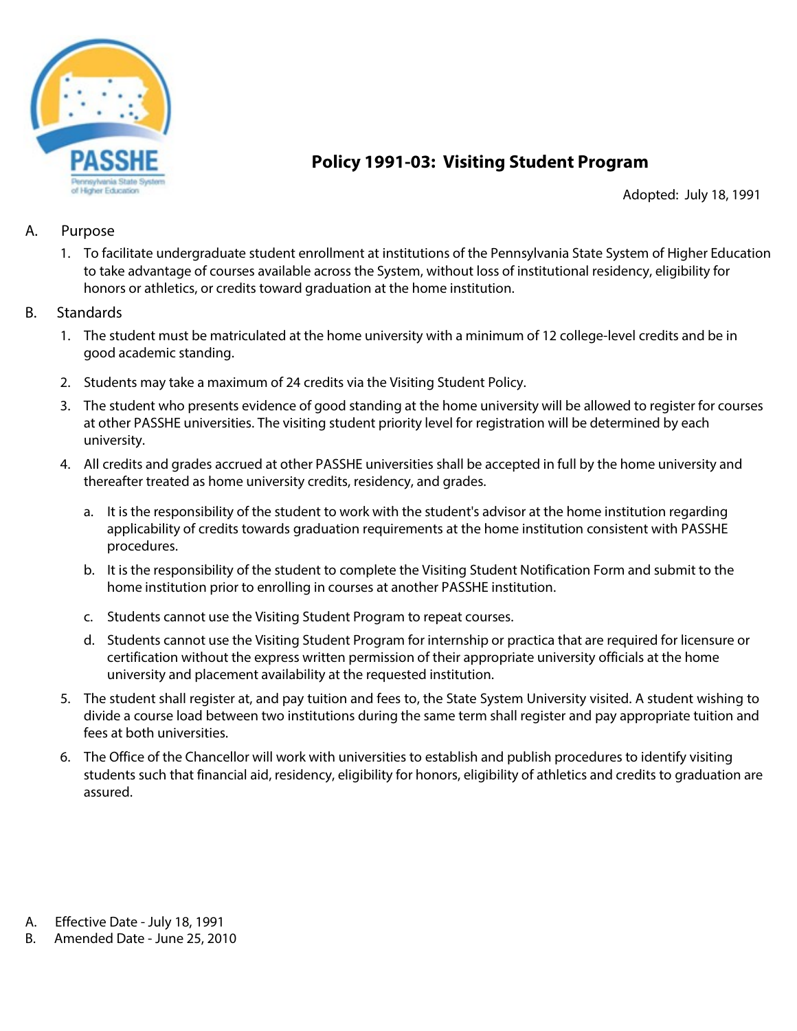PASSHE

Pennsylvania State System of Higher Education

# Policy 1991-03: Visiting Student Program

Adopted: July 18, 1991

A. Purpose

1. To facilitate undergraduate student enrollment at institutions of the Pennsylvania State System of Higher Education to take advantage of courses available across the System, without loss of institutional residency, eligibility for honors or athletics, or credits toward graduation at the home institution.

B. Standards

1. The student must be matriculated at the home university with a minimum of 12 college-level credits and be in good academic standing.
2. Students may take a maximum of 24 credits via the Visiting Student Policy.
3. The student who presents evidence of good standing at the home university will be allowed to register for courses at other PASSHE universities. The visiting student priority level for registration will be determined by each university.
4. All credits and grades accrued at other PASSHE universities shall be accepted in full by the home university and thereafter treated as home university credits, residency, and grades.
   a. It is the responsibility of the student to work with the student's advisor at the home institution regarding applicability of credits towards graduation requirements at the home institution consistent with PASSHE procedures.
   b. It is the responsibility of the student to complete the Visiting Student Notification Form and submit to the home institution prior to enrolling in courses at another PASSHE institution.
   c. Students cannot use the Visiting Student Program to repeat courses.
   d. Students cannot use the Visiting Student Program for internship or practica that are required for licensure or certification without the express written permission of their appropriate university officials at the home university and placement availability at the requested institution.
5. The student shall register at, and pay tuition and fees to, the State System University visited. A student wishing to divide a course load between two institutions during the same term shall register and pay appropriate tuition and fees at both universities.
6. The Office of the Chancellor will work with universities to establish and publish procedures to identify visiting students such that financial aid, residency, eligibility for honors, eligibility of athletics and credits to graduation are assured.

A. Effective Date - July 18, 1991
B. Amended Date - June 25, 2010